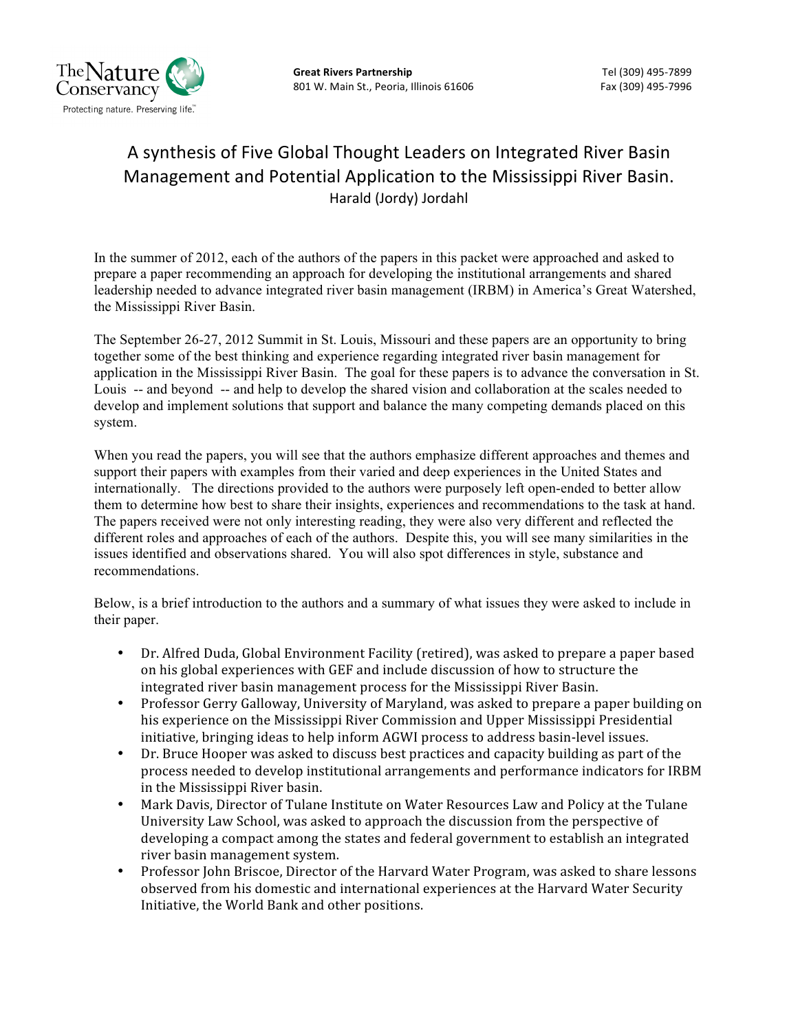The Nature Conservancy
Protecting nature. Preserving life.™

**Great Rivers Partnership**
801 W. Main St., Peoria, Illinois 61606

Tel (309) 495-7899
Fax (309) 495-7996

# A synthesis of Five Global Thought Leaders on Integrated River Basin Management and Potential Application to the Mississippi River Basin.

Harald (Jordy) Jordahl

In the summer of 2012, each of the authors of the papers in this packet were approached and asked to prepare a paper recommending an approach for developing the institutional arrangements and shared leadership needed to advance integrated river basin management (IRBM) in America's Great Watershed, the Mississippi River Basin.

The September 26-27, 2012 Summit in St. Louis, Missouri and these papers are an opportunity to bring together some of the best thinking and experience regarding integrated river basin management for application in the Mississippi River Basin. The goal for these papers is to advance the conversation in St. Louis -- and beyond -- and help to develop the shared vision and collaboration at the scales needed to develop and implement solutions that support and balance the many competing demands placed on this system.

When you read the papers, you will see that the authors emphasize different approaches and themes and support their papers with examples from their varied and deep experiences in the United States and internationally. The directions provided to the authors were purposely left open-ended to better allow them to determine how best to share their insights, experiences and recommendations to the task at hand. The papers received were not only interesting reading, they were also very different and reflected the different roles and approaches of each of the authors. Despite this, you will see many similarities in the issues identified and observations shared. You will also spot differences in style, substance and recommendations.

Below, is a brief introduction to the authors and a summary of what issues they were asked to include in their paper.

- Dr. Alfred Duda, Global Environment Facility (retired), was asked to prepare a paper based on his global experiences with GEF and include discussion of how to structure the integrated river basin management process for the Mississippi River Basin.
- Professor Gerry Galloway, University of Maryland, was asked to prepare a paper building on his experience on the Mississippi River Commission and Upper Mississippi Presidential initiative, bringing ideas to help inform AGWI process to address basin-level issues.
- Dr. Bruce Hooper was asked to discuss best practices and capacity building as part of the process needed to develop institutional arrangements and performance indicators for IRBM in the Mississippi River basin.
- Mark Davis, Director of Tulane Institute on Water Resources Law and Policy at the Tulane University Law School, was asked to approach the discussion from the perspective of developing a compact among the states and federal government to establish an integrated river basin management system.
- Professor John Briscoe, Director of the Harvard Water Program, was asked to share lessons observed from his domestic and international experiences at the Harvard Water Security Initiative, the World Bank and other positions.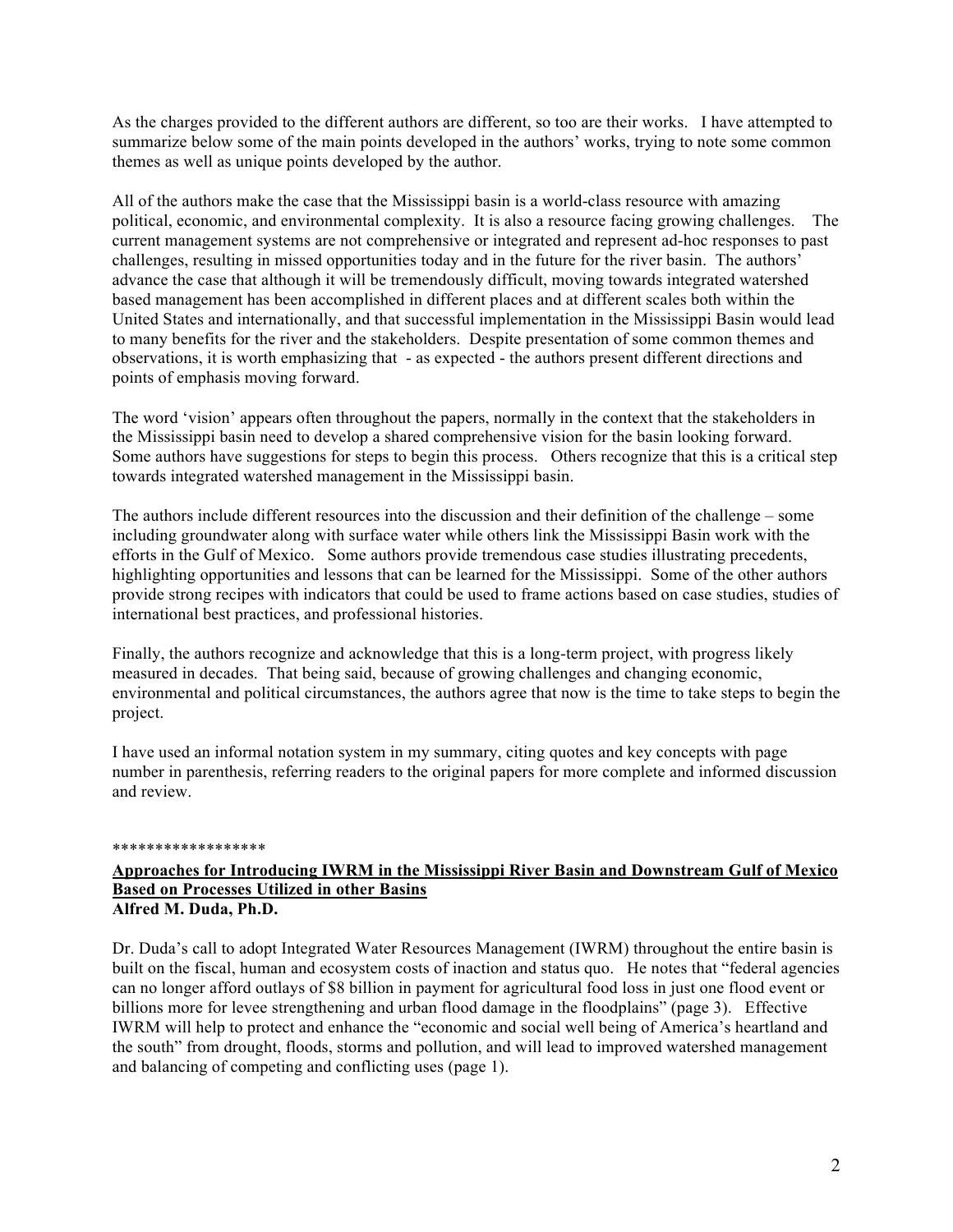As the charges provided to the different authors are different, so too are their works. I have attempted to summarize below some of the main points developed in the authors' works, trying to note some common themes as well as unique points developed by the author.

All of the authors make the case that the Mississippi basin is a world-class resource with amazing political, economic, and environmental complexity. It is also a resource facing growing challenges. The current management systems are not comprehensive or integrated and represent ad-hoc responses to past challenges, resulting in missed opportunities today and in the future for the river basin. The authors' advance the case that although it will be tremendously difficult, moving towards integrated watershed based management has been accomplished in different places and at different scales both within the United States and internationally, and that successful implementation in the Mississippi Basin would lead to many benefits for the river and the stakeholders. Despite presentation of some common themes and observations, it is worth emphasizing that - as expected - the authors present different directions and points of emphasis moving forward.

The word 'vision' appears often throughout the papers, normally in the context that the stakeholders in the Mississippi basin need to develop a shared comprehensive vision for the basin looking forward. Some authors have suggestions for steps to begin this process. Others recognize that this is a critical step towards integrated watershed management in the Mississippi basin.

The authors include different resources into the discussion and their definition of the challenge – some including groundwater along with surface water while others link the Mississippi Basin work with the efforts in the Gulf of Mexico. Some authors provide tremendous case studies illustrating precedents, highlighting opportunities and lessons that can be learned for the Mississippi. Some of the other authors provide strong recipes with indicators that could be used to frame actions based on case studies, studies of international best practices, and professional histories.

Finally, the authors recognize and acknowledge that this is a long-term project, with progress likely measured in decades. That being said, because of growing challenges and changing economic, environmental and political circumstances, the authors agree that now is the time to take steps to begin the project.

I have used an informal notation system in my summary, citing quotes and key concepts with page number in parenthesis, referring readers to the original papers for more complete and informed discussion and review.

******************

**Approaches for Introducing IWRM in the Mississippi River Basin and Downstream Gulf of Mexico Based on Processes Utilized in other Basins**
**Alfred M. Duda, Ph.D.**

Dr. Duda's call to adopt Integrated Water Resources Management (IWRM) throughout the entire basin is built on the fiscal, human and ecosystem costs of inaction and status quo. He notes that "federal agencies can no longer afford outlays of $8 billion in payment for agricultural food loss in just one flood event or billions more for levee strengthening and urban flood damage in the floodplains" (page 3). Effective IWRM will help to protect and enhance the "economic and social well being of America's heartland and the south" from drought, floods, storms and pollution, and will lead to improved watershed management and balancing of competing and conflicting uses (page 1).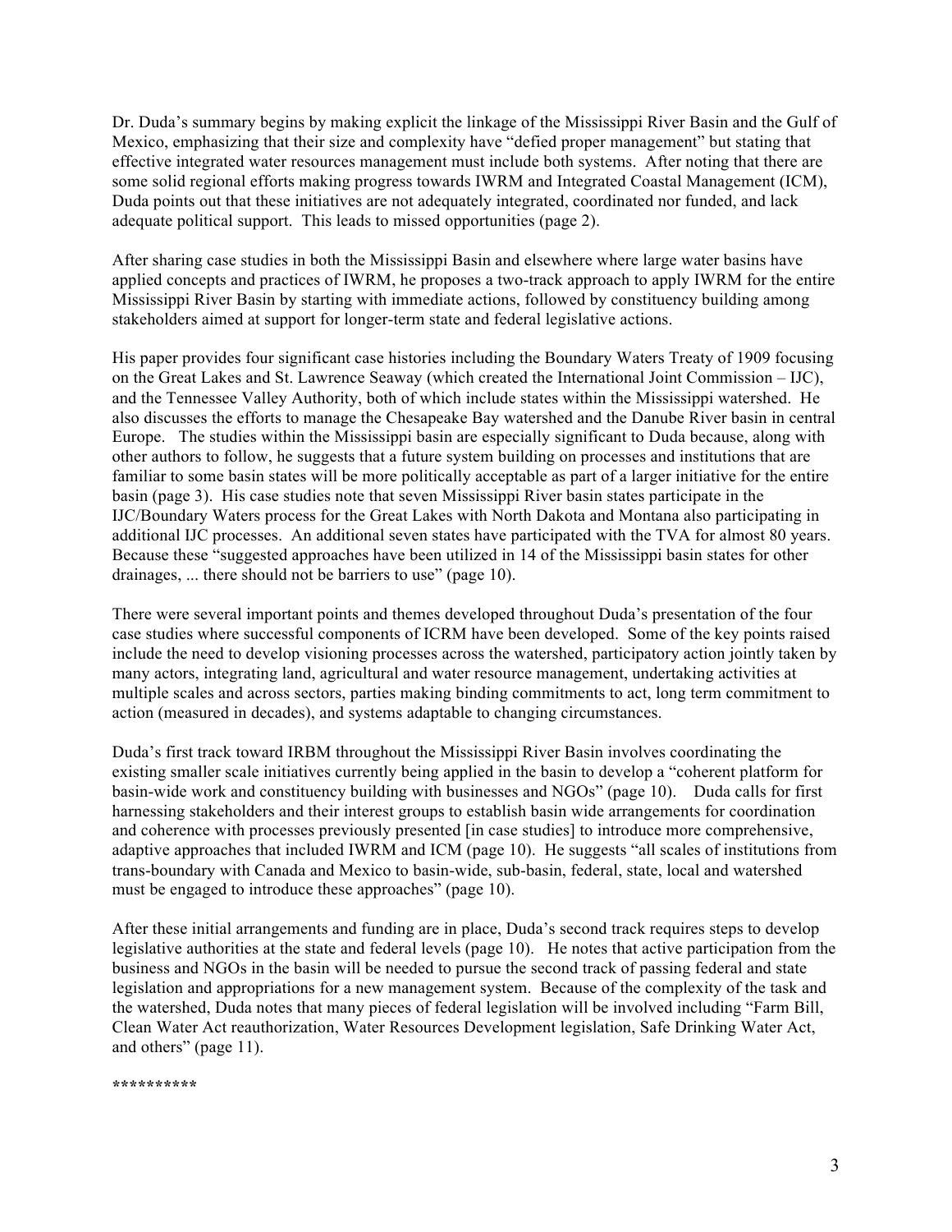Dr. Duda's summary begins by making explicit the linkage of the Mississippi River Basin and the Gulf of Mexico, emphasizing that their size and complexity have "defied proper management" but stating that effective integrated water resources management must include both systems. After noting that there are some solid regional efforts making progress towards IWRM and Integrated Coastal Management (ICM), Duda points out that these initiatives are not adequately integrated, coordinated nor funded, and lack adequate political support. This leads to missed opportunities (page 2).

After sharing case studies in both the Mississippi Basin and elsewhere where large water basins have applied concepts and practices of IWRM, he proposes a two-track approach to apply IWRM for the entire Mississippi River Basin by starting with immediate actions, followed by constituency building among stakeholders aimed at support for longer-term state and federal legislative actions.

His paper provides four significant case histories including the Boundary Waters Treaty of 1909 focusing on the Great Lakes and St. Lawrence Seaway (which created the International Joint Commission – IJC), and the Tennessee Valley Authority, both of which include states within the Mississippi watershed. He also discusses the efforts to manage the Chesapeake Bay watershed and the Danube River basin in central Europe. The studies within the Mississippi basin are especially significant to Duda because, along with other authors to follow, he suggests that a future system building on processes and institutions that are familiar to some basin states will be more politically acceptable as part of a larger initiative for the entire basin (page 3). His case studies note that seven Mississippi River basin states participate in the IJC/Boundary Waters process for the Great Lakes with North Dakota and Montana also participating in additional IJC processes. An additional seven states have participated with the TVA for almost 80 years. Because these "suggested approaches have been utilized in 14 of the Mississippi basin states for other drainages, ... there should not be barriers to use" (page 10).

There were several important points and themes developed throughout Duda's presentation of the four case studies where successful components of ICRM have been developed. Some of the key points raised include the need to develop visioning processes across the watershed, participatory action jointly taken by many actors, integrating land, agricultural and water resource management, undertaking activities at multiple scales and across sectors, parties making binding commitments to act, long term commitment to action (measured in decades), and systems adaptable to changing circumstances.

Duda's first track toward IRBM throughout the Mississippi River Basin involves coordinating the existing smaller scale initiatives currently being applied in the basin to develop a "coherent platform for basin-wide work and constituency building with businesses and NGOs" (page 10). Duda calls for first harnessing stakeholders and their interest groups to establish basin wide arrangements for coordination and coherence with processes previously presented [in case studies] to introduce more comprehensive, adaptive approaches that included IWRM and ICM (page 10). He suggests "all scales of institutions from trans-boundary with Canada and Mexico to basin-wide, sub-basin, federal, state, local and watershed must be engaged to introduce these approaches" (page 10).

After these initial arrangements and funding are in place, Duda's second track requires steps to develop legislative authorities at the state and federal levels (page 10). He notes that active participation from the business and NGOs in the basin will be needed to pursue the second track of passing federal and state legislation and appropriations for a new management system. Because of the complexity of the task and the watershed, Duda notes that many pieces of federal legislation will be involved including "Farm Bill, Clean Water Act reauthorization, Water Resources Development legislation, Safe Drinking Water Act, and others" (page 11).

**********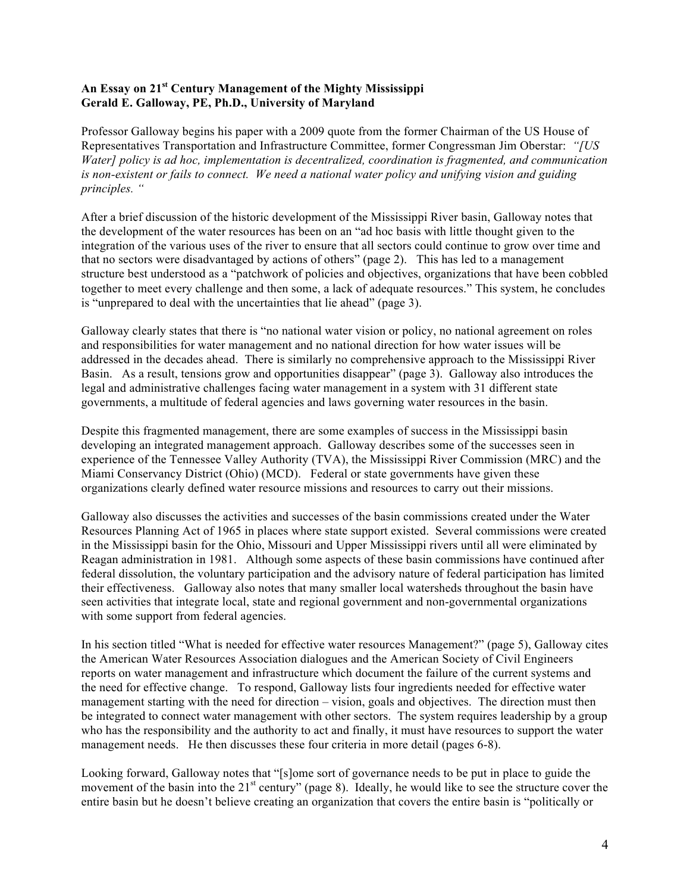**An Essay on 21st Century Management of the Mighty Mississippi**
**Gerald E. Galloway, PE, Ph.D., University of Maryland**

Professor Galloway begins his paper with a 2009 quote from the former Chairman of the US House of Representatives Transportation and Infrastructure Committee, former Congressman Jim Oberstar: *"[US Water] policy is ad hoc, implementation is decentralized, coordination is fragmented, and communication is non-existent or fails to connect. We need a national water policy and unifying vision and guiding principles. "*

After a brief discussion of the historic development of the Mississippi River basin, Galloway notes that the development of the water resources has been on an "ad hoc basis with little thought given to the integration of the various uses of the river to ensure that all sectors could continue to grow over time and that no sectors were disadvantaged by actions of others" (page 2). This has led to a management structure best understood as a "patchwork of policies and objectives, organizations that have been cobbled together to meet every challenge and then some, a lack of adequate resources." This system, he concludes is "unprepared to deal with the uncertainties that lie ahead" (page 3).

Galloway clearly states that there is "no national water vision or policy, no national agreement on roles and responsibilities for water management and no national direction for how water issues will be addressed in the decades ahead. There is similarly no comprehensive approach to the Mississippi River Basin. As a result, tensions grow and opportunities disappear" (page 3). Galloway also introduces the legal and administrative challenges facing water management in a system with 31 different state governments, a multitude of federal agencies and laws governing water resources in the basin.

Despite this fragmented management, there are some examples of success in the Mississippi basin developing an integrated management approach. Galloway describes some of the successes seen in experience of the Tennessee Valley Authority (TVA), the Mississippi River Commission (MRC) and the Miami Conservancy District (Ohio) (MCD). Federal or state governments have given these organizations clearly defined water resource missions and resources to carry out their missions.

Galloway also discusses the activities and successes of the basin commissions created under the Water Resources Planning Act of 1965 in places where state support existed. Several commissions were created in the Mississippi basin for the Ohio, Missouri and Upper Mississippi rivers until all were eliminated by Reagan administration in 1981. Although some aspects of these basin commissions have continued after federal dissolution, the voluntary participation and the advisory nature of federal participation has limited their effectiveness. Galloway also notes that many smaller local watersheds throughout the basin have seen activities that integrate local, state and regional government and non-governmental organizations with some support from federal agencies.

In his section titled "What is needed for effective water resources Management?" (page 5), Galloway cites the American Water Resources Association dialogues and the American Society of Civil Engineers reports on water management and infrastructure which document the failure of the current systems and the need for effective change. To respond, Galloway lists four ingredients needed for effective water management starting with the need for direction – vision, goals and objectives. The direction must then be integrated to connect water management with other sectors. The system requires leadership by a group who has the responsibility and the authority to act and finally, it must have resources to support the water management needs. He then discusses these four criteria in more detail (pages 6-8).

Looking forward, Galloway notes that "[s]ome sort of governance needs to be put in place to guide the movement of the basin into the 21st century" (page 8). Ideally, he would like to see the structure cover the entire basin but he doesn't believe creating an organization that covers the entire basin is "politically or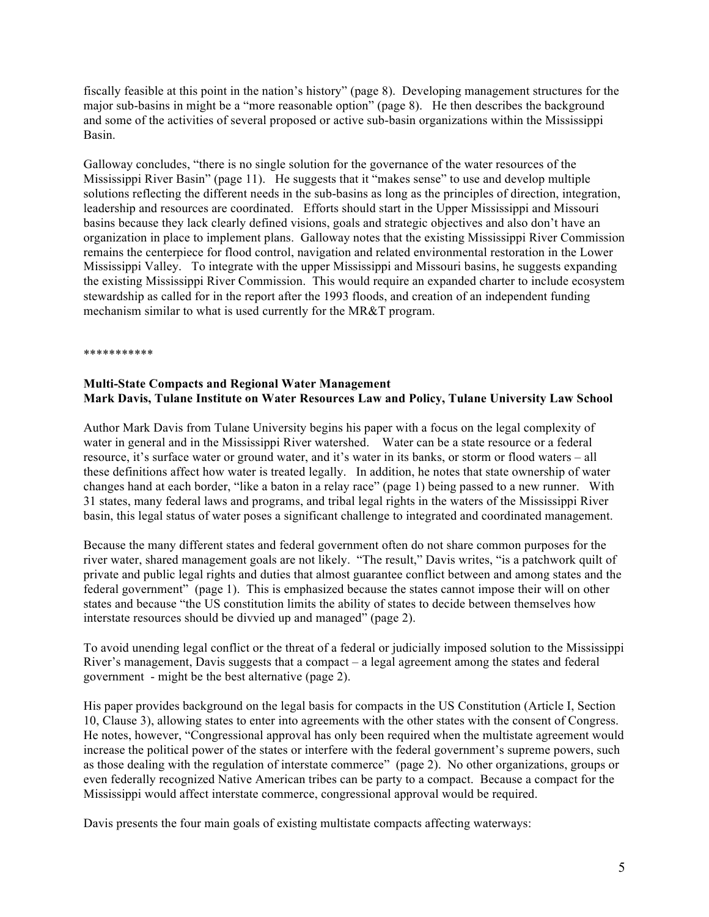fiscally feasible at this point in the nation's history" (page 8). Developing management structures for the major sub-basins in might be a "more reasonable option" (page 8). He then describes the background and some of the activities of several proposed or active sub-basin organizations within the Mississippi Basin.

Galloway concludes, "there is no single solution for the governance of the water resources of the Mississippi River Basin" (page 11). He suggests that it "makes sense" to use and develop multiple solutions reflecting the different needs in the sub-basins as long as the principles of direction, integration, leadership and resources are coordinated. Efforts should start in the Upper Mississippi and Missouri basins because they lack clearly defined visions, goals and strategic objectives and also don't have an organization in place to implement plans. Galloway notes that the existing Mississippi River Commission remains the centerpiece for flood control, navigation and related environmental restoration in the Lower Mississippi Valley. To integrate with the upper Mississippi and Missouri basins, he suggests expanding the existing Mississippi River Commission. This would require an expanded charter to include ecosystem stewardship as called for in the report after the 1993 floods, and creation of an independent funding mechanism similar to what is used currently for the MR&T program.

***********

**Multi-State Compacts and Regional Water Management**
**Mark Davis, Tulane Institute on Water Resources Law and Policy, Tulane University Law School**

Author Mark Davis from Tulane University begins his paper with a focus on the legal complexity of water in general and in the Mississippi River watershed. Water can be a state resource or a federal resource, it's surface water or ground water, and it's water in its banks, or storm or flood waters – all these definitions affect how water is treated legally. In addition, he notes that state ownership of water changes hand at each border, "like a baton in a relay race" (page 1) being passed to a new runner. With 31 states, many federal laws and programs, and tribal legal rights in the waters of the Mississippi River basin, this legal status of water poses a significant challenge to integrated and coordinated management.

Because the many different states and federal government often do not share common purposes for the river water, shared management goals are not likely. "The result," Davis writes, "is a patchwork quilt of private and public legal rights and duties that almost guarantee conflict between and among states and the federal government" (page 1). This is emphasized because the states cannot impose their will on other states and because "the US constitution limits the ability of states to decide between themselves how interstate resources should be divvied up and managed" (page 2).

To avoid unending legal conflict or the threat of a federal or judicially imposed solution to the Mississippi River's management, Davis suggests that a compact – a legal agreement among the states and federal government - might be the best alternative (page 2).

His paper provides background on the legal basis for compacts in the US Constitution (Article I, Section 10, Clause 3), allowing states to enter into agreements with the other states with the consent of Congress. He notes, however, "Congressional approval has only been required when the multistate agreement would increase the political power of the states or interfere with the federal government's supreme powers, such as those dealing with the regulation of interstate commerce" (page 2). No other organizations, groups or even federally recognized Native American tribes can be party to a compact. Because a compact for the Mississippi would affect interstate commerce, congressional approval would be required.

Davis presents the four main goals of existing multistate compacts affecting waterways: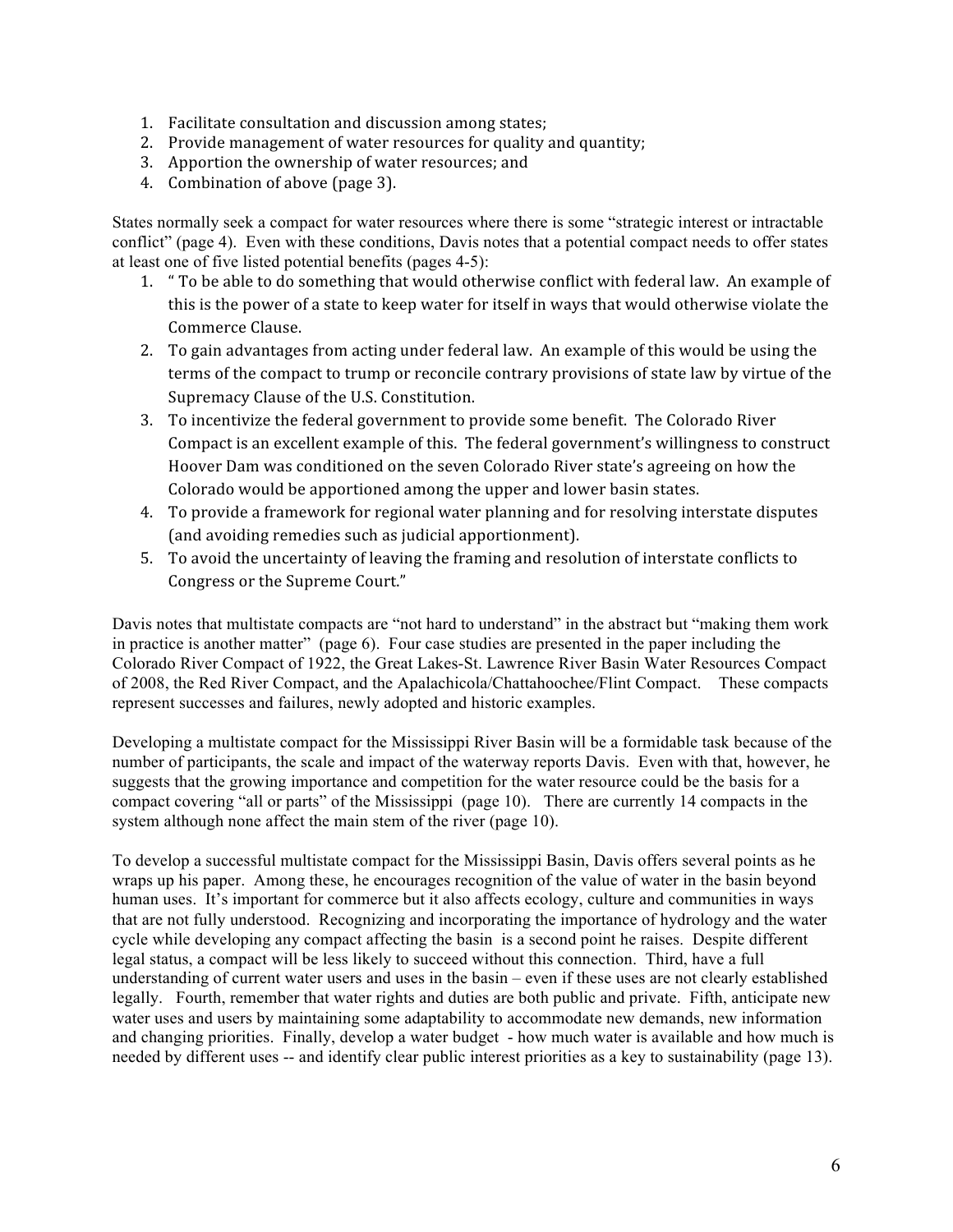1. Facilitate consultation and discussion among states;
2. Provide management of water resources for quality and quantity;
3. Apportion the ownership of water resources; and
4. Combination of above (page 3).

States normally seek a compact for water resources where there is some "strategic interest or intractable conflict" (page 4). Even with these conditions, Davis notes that a potential compact needs to offer states at least one of five listed potential benefits (pages 4-5):

1. " To be able to do something that would otherwise conflict with federal law. An example of this is the power of a state to keep water for itself in ways that would otherwise violate the Commerce Clause.
2. To gain advantages from acting under federal law. An example of this would be using the terms of the compact to trump or reconcile contrary provisions of state law by virtue of the Supremacy Clause of the U.S. Constitution.
3. To incentivize the federal government to provide some benefit. The Colorado River Compact is an excellent example of this. The federal government's willingness to construct Hoover Dam was conditioned on the seven Colorado River state's agreeing on how the Colorado would be apportioned among the upper and lower basin states.
4. To provide a framework for regional water planning and for resolving interstate disputes (and avoiding remedies such as judicial apportionment).
5. To avoid the uncertainty of leaving the framing and resolution of interstate conflicts to Congress or the Supreme Court."

Davis notes that multistate compacts are "not hard to understand" in the abstract but "making them work in practice is another matter" (page 6). Four case studies are presented in the paper including the Colorado River Compact of 1922, the Great Lakes-St. Lawrence River Basin Water Resources Compact of 2008, the Red River Compact, and the Apalachicola/Chattahoochee/Flint Compact. These compacts represent successes and failures, newly adopted and historic examples.

Developing a multistate compact for the Mississippi River Basin will be a formidable task because of the number of participants, the scale and impact of the waterway reports Davis. Even with that, however, he suggests that the growing importance and competition for the water resource could be the basis for a compact covering "all or parts" of the Mississippi (page 10). There are currently 14 compacts in the system although none affect the main stem of the river (page 10).

To develop a successful multistate compact for the Mississippi Basin, Davis offers several points as he wraps up his paper. Among these, he encourages recognition of the value of water in the basin beyond human uses. It's important for commerce but it also affects ecology, culture and communities in ways that are not fully understood. Recognizing and incorporating the importance of hydrology and the water cycle while developing any compact affecting the basin is a second point he raises. Despite different legal status, a compact will be less likely to succeed without this connection. Third, have a full understanding of current water users and uses in the basin – even if these uses are not clearly established legally. Fourth, remember that water rights and duties are both public and private. Fifth, anticipate new water uses and users by maintaining some adaptability to accommodate new demands, new information and changing priorities. Finally, develop a water budget - how much water is available and how much is needed by different uses -- and identify clear public interest priorities as a key to sustainability (page 13).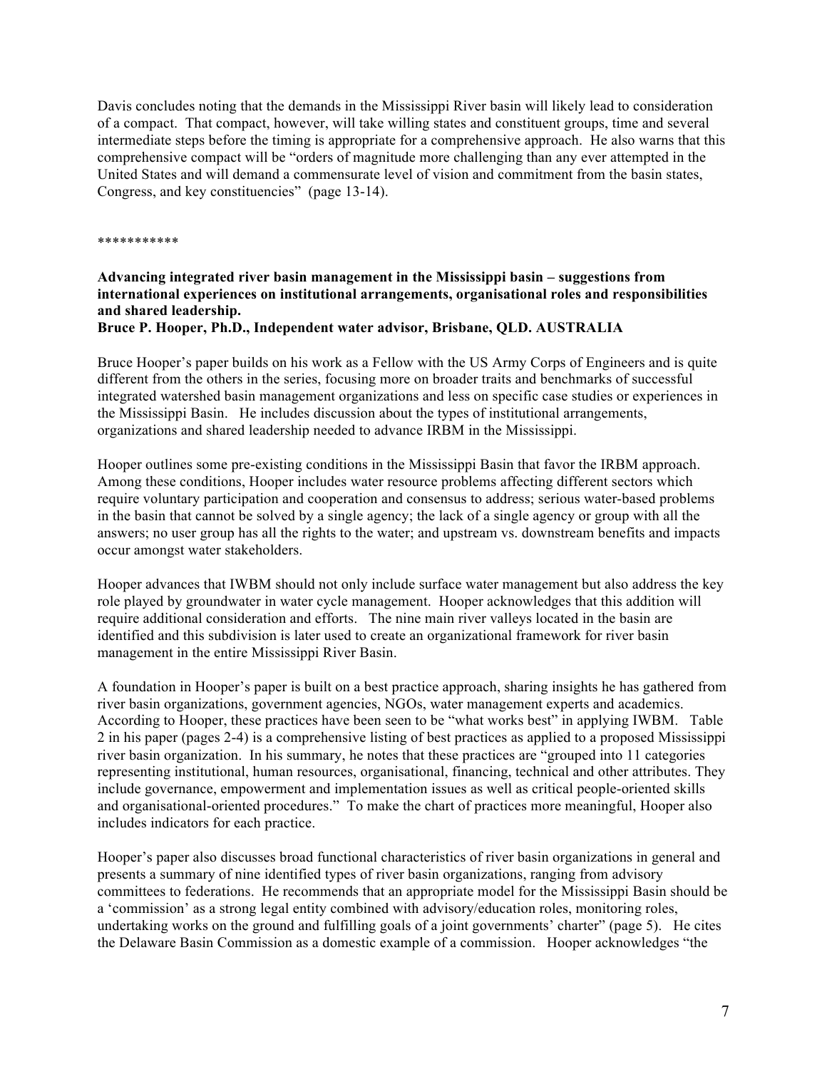Davis concludes noting that the demands in the Mississippi River basin will likely lead to consideration of a compact. That compact, however, will take willing states and constituent groups, time and several intermediate steps before the timing is appropriate for a comprehensive approach. He also warns that this comprehensive compact will be "orders of magnitude more challenging than any ever attempted in the United States and will demand a commensurate level of vision and commitment from the basin states, Congress, and key constituencies" (page 13-14).

***********

**Advancing integrated river basin management in the Mississippi basin – suggestions from international experiences on institutional arrangements, organisational roles and responsibilities and shared leadership.**
**Bruce P. Hooper, Ph.D., Independent water advisor, Brisbane, QLD. AUSTRALIA**

Bruce Hooper's paper builds on his work as a Fellow with the US Army Corps of Engineers and is quite different from the others in the series, focusing more on broader traits and benchmarks of successful integrated watershed basin management organizations and less on specific case studies or experiences in the Mississippi Basin. He includes discussion about the types of institutional arrangements, organizations and shared leadership needed to advance IRBM in the Mississippi.

Hooper outlines some pre-existing conditions in the Mississippi Basin that favor the IRBM approach. Among these conditions, Hooper includes water resource problems affecting different sectors which require voluntary participation and cooperation and consensus to address; serious water-based problems in the basin that cannot be solved by a single agency; the lack of a single agency or group with all the answers; no user group has all the rights to the water; and upstream vs. downstream benefits and impacts occur amongst water stakeholders.

Hooper advances that IWBM should not only include surface water management but also address the key role played by groundwater in water cycle management. Hooper acknowledges that this addition will require additional consideration and efforts. The nine main river valleys located in the basin are identified and this subdivision is later used to create an organizational framework for river basin management in the entire Mississippi River Basin.

A foundation in Hooper's paper is built on a best practice approach, sharing insights he has gathered from river basin organizations, government agencies, NGOs, water management experts and academics. According to Hooper, these practices have been seen to be "what works best" in applying IWBM. Table 2 in his paper (pages 2-4) is a comprehensive listing of best practices as applied to a proposed Mississippi river basin organization. In his summary, he notes that these practices are "grouped into 11 categories representing institutional, human resources, organisational, financing, technical and other attributes. They include governance, empowerment and implementation issues as well as critical people-oriented skills and organisational-oriented procedures." To make the chart of practices more meaningful, Hooper also includes indicators for each practice.

Hooper's paper also discusses broad functional characteristics of river basin organizations in general and presents a summary of nine identified types of river basin organizations, ranging from advisory committees to federations. He recommends that an appropriate model for the Mississippi Basin should be a 'commission' as a strong legal entity combined with advisory/education roles, monitoring roles, undertaking works on the ground and fulfilling goals of a joint governments' charter" (page 5). He cites the Delaware Basin Commission as a domestic example of a commission. Hooper acknowledges "the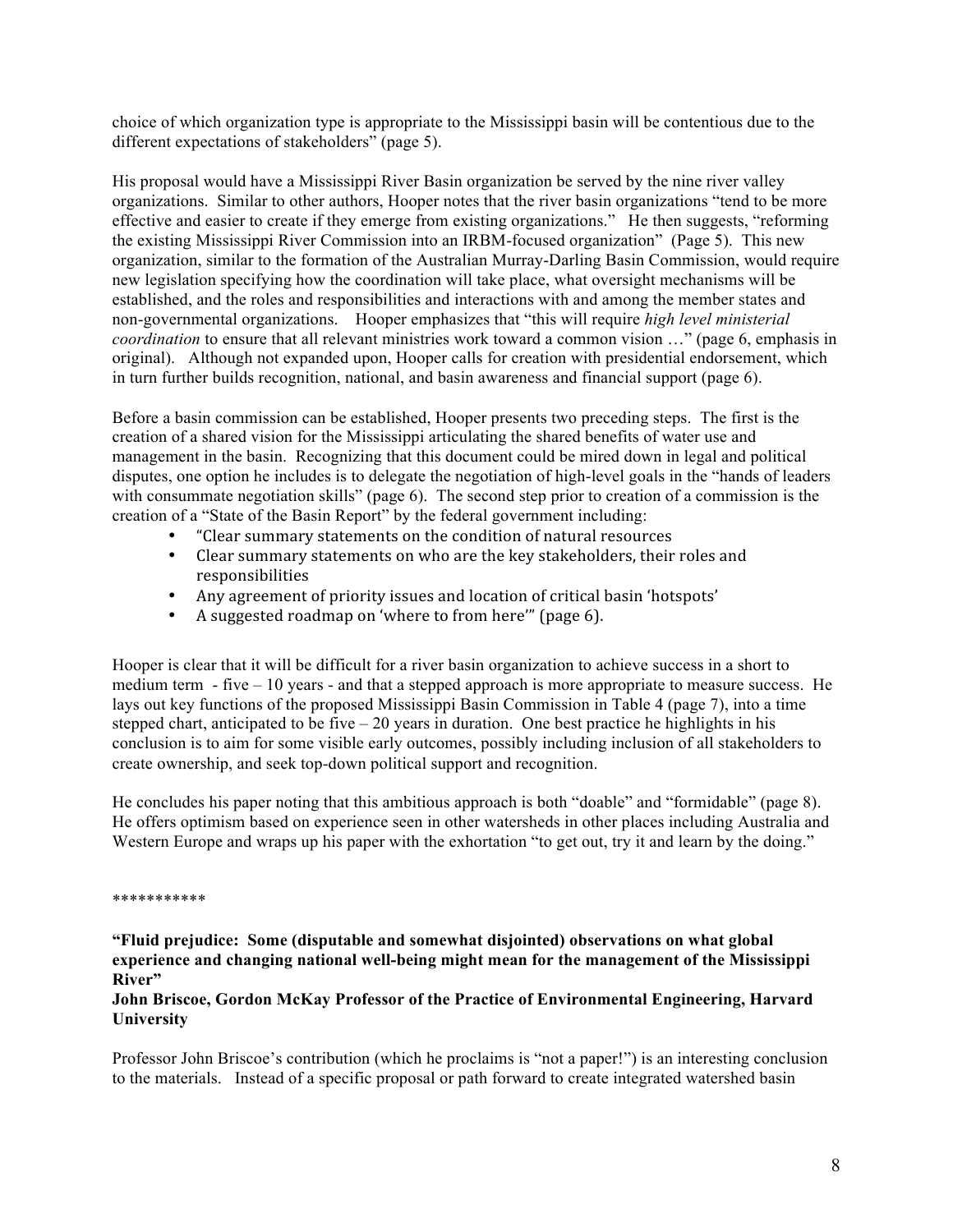choice of which organization type is appropriate to the Mississippi basin will be contentious due to the different expectations of stakeholders" (page 5).

His proposal would have a Mississippi River Basin organization be served by the nine river valley organizations. Similar to other authors, Hooper notes that the river basin organizations "tend to be more effective and easier to create if they emerge from existing organizations." He then suggests, "reforming the existing Mississippi River Commission into an IRBM-focused organization" (Page 5). This new organization, similar to the formation of the Australian Murray-Darling Basin Commission, would require new legislation specifying how the coordination will take place, what oversight mechanisms will be established, and the roles and responsibilities and interactions with and among the member states and non-governmental organizations. Hooper emphasizes that "this will require *high level ministerial coordination* to ensure that all relevant ministries work toward a common vision …" (page 6, emphasis in original). Although not expanded upon, Hooper calls for creation with presidential endorsement, which in turn further builds recognition, national, and basin awareness and financial support (page 6).

Before a basin commission can be established, Hooper presents two preceding steps. The first is the creation of a shared vision for the Mississippi articulating the shared benefits of water use and management in the basin. Recognizing that this document could be mired down in legal and political disputes, one option he includes is to delegate the negotiation of high-level goals in the "hands of leaders with consummate negotiation skills" (page 6). The second step prior to creation of a commission is the creation of a "State of the Basin Report" by the federal government including:

- "Clear summary statements on the condition of natural resources
- Clear summary statements on who are the key stakeholders, their roles and responsibilities
- Any agreement of priority issues and location of critical basin 'hotspots'
- A suggested roadmap on 'where to from here'" (page 6).

Hooper is clear that it will be difficult for a river basin organization to achieve success in a short to medium term - five – 10 years - and that a stepped approach is more appropriate to measure success. He lays out key functions of the proposed Mississippi Basin Commission in Table 4 (page 7), into a time stepped chart, anticipated to be five – 20 years in duration. One best practice he highlights in his conclusion is to aim for some visible early outcomes, possibly including inclusion of all stakeholders to create ownership, and seek top-down political support and recognition.

He concludes his paper noting that this ambitious approach is both "doable" and "formidable" (page 8). He offers optimism based on experience seen in other watersheds in other places including Australia and Western Europe and wraps up his paper with the exhortation "to get out, try it and learn by the doing."

***********

**"Fluid prejudice: Some (disputable and somewhat disjointed) observations on what global experience and changing national well-being might mean for the management of the Mississippi River"**
**John Briscoe, Gordon McKay Professor of the Practice of Environmental Engineering, Harvard University**

Professor John Briscoe's contribution (which he proclaims is "not a paper!") is an interesting conclusion to the materials. Instead of a specific proposal or path forward to create integrated watershed basin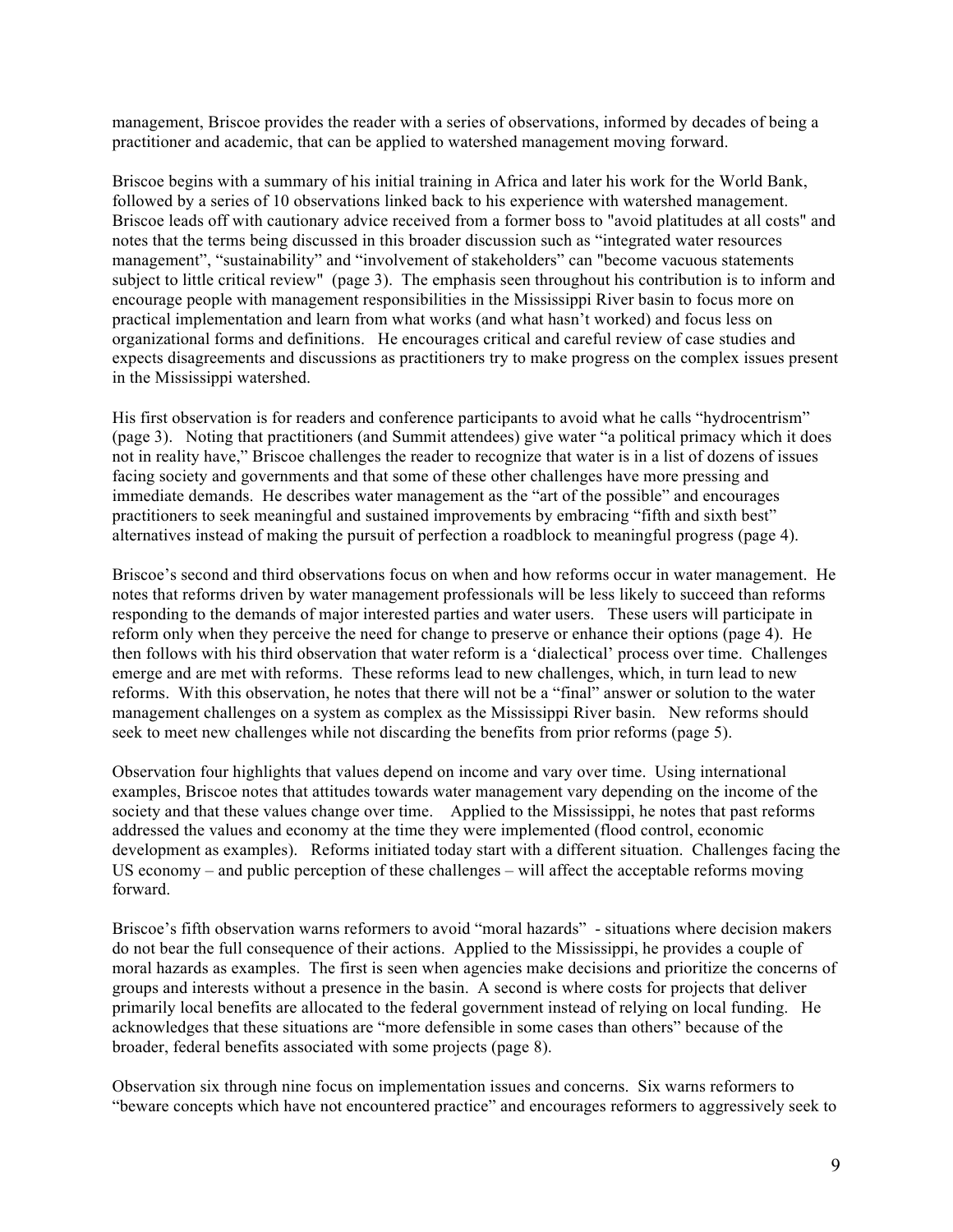management, Briscoe provides the reader with a series of observations, informed by decades of being a practitioner and academic, that can be applied to watershed management moving forward.

Briscoe begins with a summary of his initial training in Africa and later his work for the World Bank, followed by a series of 10 observations linked back to his experience with watershed management. Briscoe leads off with cautionary advice received from a former boss to "avoid platitudes at all costs" and notes that the terms being discussed in this broader discussion such as "integrated water resources management", "sustainability" and "involvement of stakeholders" can "become vacuous statements subject to little critical review" (page 3). The emphasis seen throughout his contribution is to inform and encourage people with management responsibilities in the Mississippi River basin to focus more on practical implementation and learn from what works (and what hasn't worked) and focus less on organizational forms and definitions. He encourages critical and careful review of case studies and expects disagreements and discussions as practitioners try to make progress on the complex issues present in the Mississippi watershed.

His first observation is for readers and conference participants to avoid what he calls "hydrocentrism" (page 3). Noting that practitioners (and Summit attendees) give water "a political primacy which it does not in reality have," Briscoe challenges the reader to recognize that water is in a list of dozens of issues facing society and governments and that some of these other challenges have more pressing and immediate demands. He describes water management as the "art of the possible" and encourages practitioners to seek meaningful and sustained improvements by embracing "fifth and sixth best" alternatives instead of making the pursuit of perfection a roadblock to meaningful progress (page 4).

Briscoe's second and third observations focus on when and how reforms occur in water management. He notes that reforms driven by water management professionals will be less likely to succeed than reforms responding to the demands of major interested parties and water users. These users will participate in reform only when they perceive the need for change to preserve or enhance their options (page 4). He then follows with his third observation that water reform is a 'dialectical' process over time. Challenges emerge and are met with reforms. These reforms lead to new challenges, which, in turn lead to new reforms. With this observation, he notes that there will not be a "final" answer or solution to the water management challenges on a system as complex as the Mississippi River basin. New reforms should seek to meet new challenges while not discarding the benefits from prior reforms (page 5).

Observation four highlights that values depend on income and vary over time. Using international examples, Briscoe notes that attitudes towards water management vary depending on the income of the society and that these values change over time. Applied to the Mississippi, he notes that past reforms addressed the values and economy at the time they were implemented (flood control, economic development as examples). Reforms initiated today start with a different situation. Challenges facing the US economy – and public perception of these challenges – will affect the acceptable reforms moving forward.

Briscoe's fifth observation warns reformers to avoid "moral hazards" - situations where decision makers do not bear the full consequence of their actions. Applied to the Mississippi, he provides a couple of moral hazards as examples. The first is seen when agencies make decisions and prioritize the concerns of groups and interests without a presence in the basin. A second is where costs for projects that deliver primarily local benefits are allocated to the federal government instead of relying on local funding. He acknowledges that these situations are "more defensible in some cases than others" because of the broader, federal benefits associated with some projects (page 8).

Observation six through nine focus on implementation issues and concerns. Six warns reformers to "beware concepts which have not encountered practice" and encourages reformers to aggressively seek to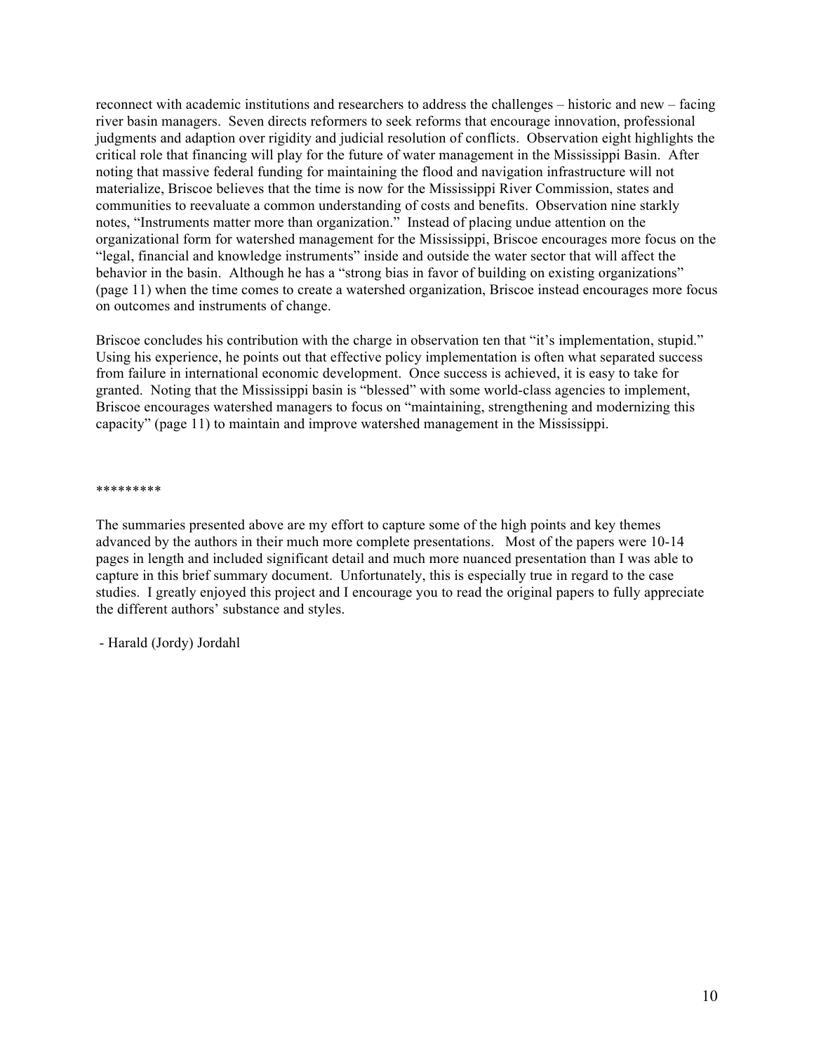reconnect with academic institutions and researchers to address the challenges – historic and new – facing river basin managers. Seven directs reformers to seek reforms that encourage innovation, professional judgments and adaption over rigidity and judicial resolution of conflicts. Observation eight highlights the critical role that financing will play for the future of water management in the Mississippi Basin. After noting that massive federal funding for maintaining the flood and navigation infrastructure will not materialize, Briscoe believes that the time is now for the Mississippi River Commission, states and communities to reevaluate a common understanding of costs and benefits. Observation nine starkly notes, "Instruments matter more than organization." Instead of placing undue attention on the organizational form for watershed management for the Mississippi, Briscoe encourages more focus on the "legal, financial and knowledge instruments" inside and outside the water sector that will affect the behavior in the basin. Although he has a "strong bias in favor of building on existing organizations" (page 11) when the time comes to create a watershed organization, Briscoe instead encourages more focus on outcomes and instruments of change.

Briscoe concludes his contribution with the charge in observation ten that "it's implementation, stupid." Using his experience, he points out that effective policy implementation is often what separated success from failure in international economic development. Once success is achieved, it is easy to take for granted. Noting that the Mississippi basin is "blessed" with some world-class agencies to implement, Briscoe encourages watershed managers to focus on "maintaining, strengthening and modernizing this capacity" (page 11) to maintain and improve watershed management in the Mississippi.

*********

The summaries presented above are my effort to capture some of the high points and key themes advanced by the authors in their much more complete presentations. Most of the papers were 10-14 pages in length and included significant detail and much more nuanced presentation than I was able to capture in this brief summary document. Unfortunately, this is especially true in regard to the case studies. I greatly enjoyed this project and I encourage you to read the original papers to fully appreciate the different authors' substance and styles.

- Harald (Jordy) Jordahl